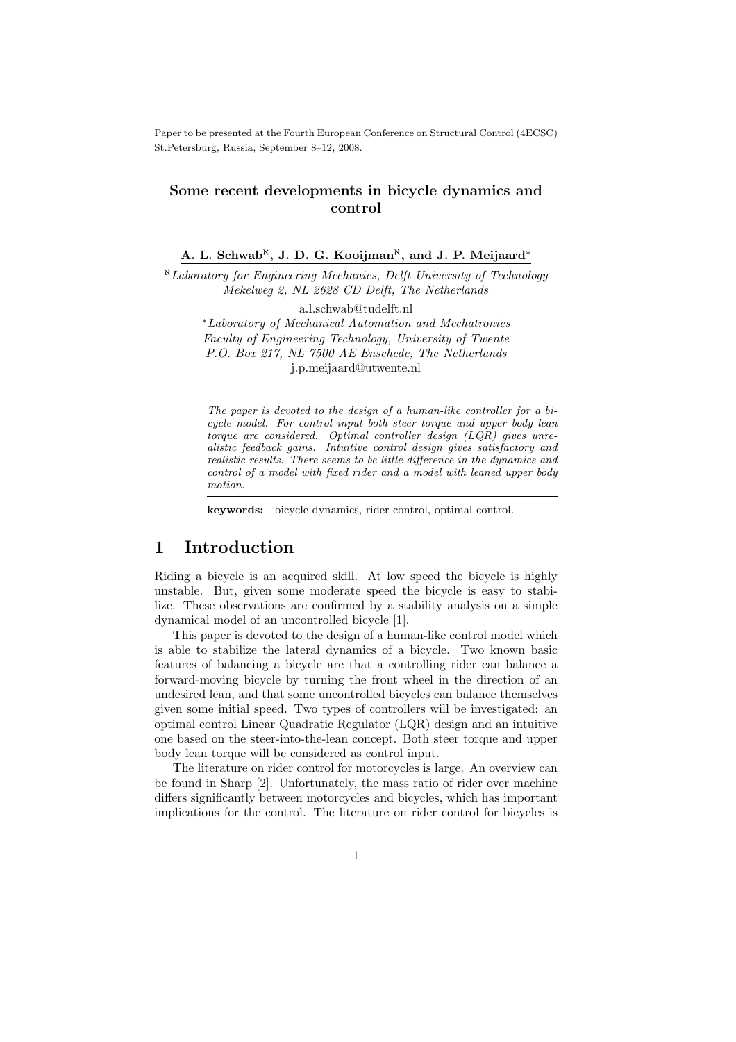Paper to be presented at the Fourth European Conference on Structural Control (4ECSC) St.Petersburg, Russia, September 8–12, 2008.

# Some recent developments in bicycle dynamics and control

**A. L. Schwab[ℵ], J. D. G. Kooijman[ℵ], and J. P. Meijaard[*]**

[ℵ] *Laboratory for Engineering Mechanics, Delft University of Technology Mekelweg 2, NL 2628 CD Delft, The Netherlands*

a.l.schwab@tudelft.nl

[*] *Laboratory of Mechanical Automation and Mechatronics Faculty of Engineering Technology, University of Twente P.O. Box 217, NL 7500 AE Enschede, The Netherlands*

j.p.meijaard@utwente.nl

*The paper is devoted to the design of a human-like controller for a bicycle model. For control input both steer torque and upper body lean torque are considered. Optimal controller design (LQR) gives unrealistic feedback gains. Intuitive control design gives satisfactory and realistic results. There seems to be little difference in the dynamics and control of a model with fixed rider and a model with leaned upper body motion.*

**keywords:** bicycle dynamics, rider control, optimal control.

## 1 Introduction

Riding a bicycle is an acquired skill. At low speed the bicycle is highly unstable. But, given some moderate speed the bicycle is easy to stabilize. These observations are confirmed by a stability analysis on a simple dynamical model of an uncontrolled bicycle [1].

This paper is devoted to the design of a human-like control model which is able to stabilize the lateral dynamics of a bicycle. Two known basic features of balancing a bicycle are that a controlling rider can balance a forward-moving bicycle by turning the front wheel in the direction of an undesired lean, and that some uncontrolled bicycles can balance themselves given some initial speed. Two types of controllers will be investigated: an optimal control Linear Quadratic Regulator (LQR) design and an intuitive one based on the steer-into-the-lean concept. Both steer torque and upper body lean torque will be considered as control input.

The literature on rider control for motorcycles is large. An overview can be found in Sharp [2]. Unfortunately, the mass ratio of rider over machine differs significantly between motorcycles and bicycles, which has important implications for the control. The literature on rider control for bicycles is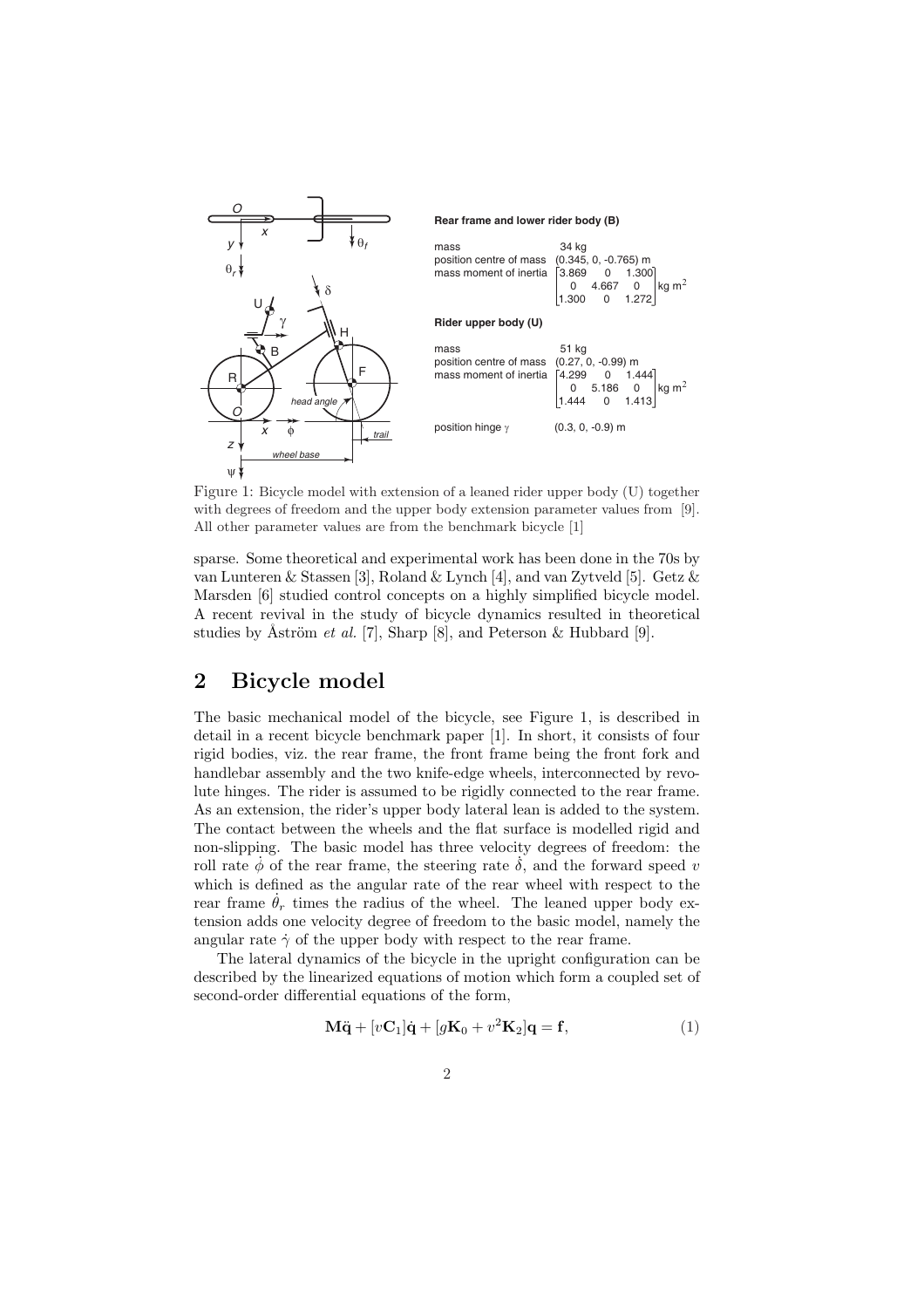**Rear frame and lower rider body (B)**

mass 34 kg
position centre of mass (0.345, 0, -0.765) m
mass moment of inertia $\begin{bmatrix} 3.869 & 0 & 1.300 \\ 0 & 4.667 & 0 \\ 1.300 & 0 & 1.272 \end{bmatrix}$ kg m$^2$

**Rider upper body (U)**

mass 51 kg
position centre of mass (0.27, 0, -0.99) m
mass moment of inertia $\begin{bmatrix} 4.299 & 0 & 1.444 \\ 0 & 5.186 & 0 \\ 1.444 & 0 & 1.413 \end{bmatrix}$ kg m$^2$

position hinge $\gamma$ (0.3, 0, -0.9) m

Figure 1: Bicycle model with extension of a leaned rider upper body (U) together with degrees of freedom and the upper body extension parameter values from [9]. All other parameter values are from the benchmark bicycle [1]

sparse. Some theoretical and experimental work has been done in the 70s by van Lunteren & Stassen [3], Roland & Lynch [4], and van Zytveld [5]. Getz & Marsden [6] studied control concepts on a highly simplified bicycle model. A recent revival in the study of bicycle dynamics resulted in theoretical studies by Åström *et al.* [7], Sharp [8], and Peterson & Hubbard [9].

## 2 Bicycle model

The basic mechanical model of the bicycle, see Figure 1, is described in detail in a recent bicycle benchmark paper [1]. In short, it consists of four rigid bodies, viz. the rear frame, the front frame being the front fork and handlebar assembly and the two knife-edge wheels, interconnected by revolute hinges. The rider is assumed to be rigidly connected to the rear frame. As an extension, the rider's upper body lateral lean is added to the system. The contact between the wheels and the flat surface is modelled rigid and non-slipping. The basic model has three velocity degrees of freedom: the roll rate $\dot{\phi}$ of the rear frame, the steering rate $\dot{\delta}$, and the forward speed $v$ which is defined as the angular rate of the rear wheel with respect to the rear frame $\dot{\theta}_r$ times the radius of the wheel. The leaned upper body extension adds one velocity degree of freedom to the basic model, namely the angular rate $\dot{\gamma}$ of the upper body with respect to the rear frame.

The lateral dynamics of the bicycle in the upright configuration can be described by the linearized equations of motion which form a coupled set of second-order differential equations of the form,

$$\mathbf{M}\ddot{\mathbf{q}} + [v\mathbf{C}_1]\dot{\mathbf{q}} + [g\mathbf{K}_0 + v^2\mathbf{K}_2]\mathbf{q} = \mathbf{f}, \tag{1}$$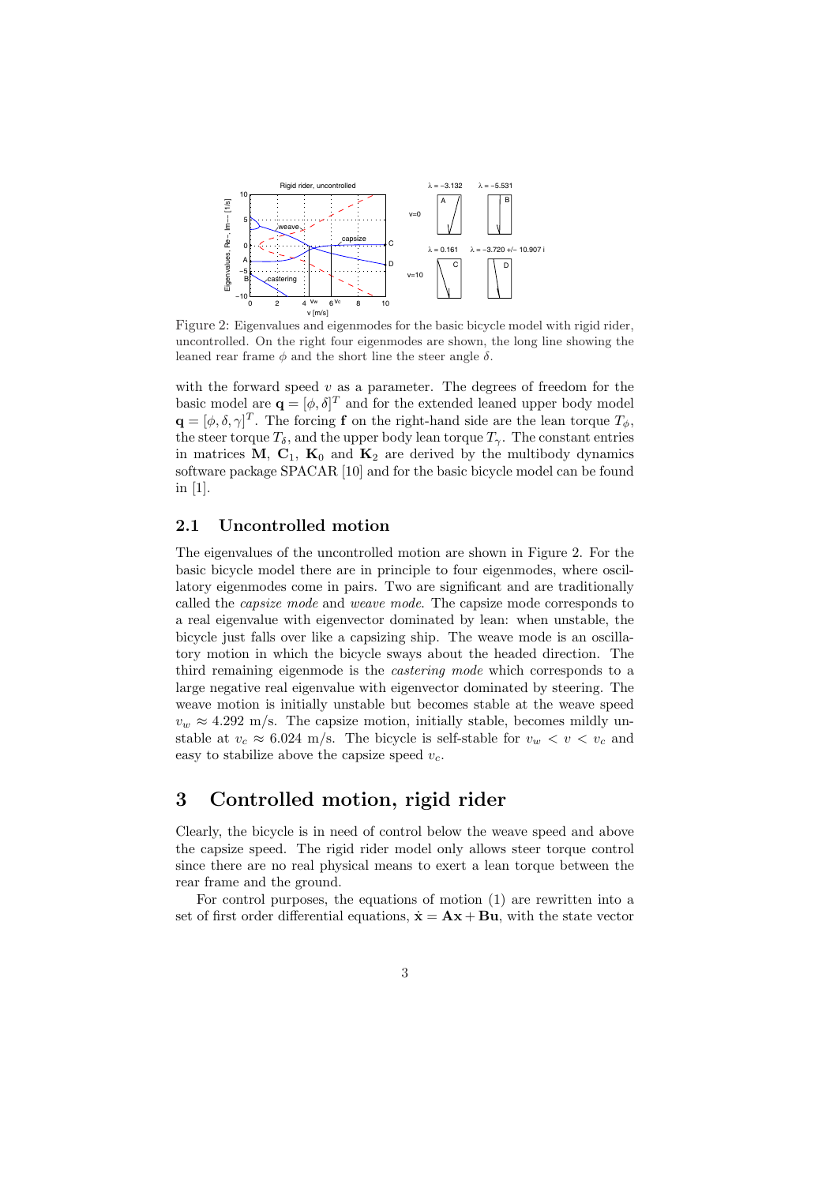Figure 2: Eigenvalues and eigenmodes for the basic bicycle model with rigid rider, uncontrolled. On the right four eigenmodes are shown, the long line showing the leaned rear frame $\phi$ and the short line the steer angle $\delta$.

with the forward speed $v$ as a parameter. The degrees of freedom for the basic model are $\mathbf{q} = [\phi, \delta]^T$ and for the extended leaned upper body model $\mathbf{q} = [\phi, \delta, \gamma]^T$. The forcing $\mathbf{f}$ on the right-hand side are the lean torque $T_\phi$, the steer torque $T_\delta$, and the upper body lean torque $T_\gamma$. The constant entries in matrices $\mathbf{M}$, $\mathbf{C}_1$, $\mathbf{K}_0$ and $\mathbf{K}_2$ are derived by the multibody dynamics software package SPACAR [10] and for the basic bicycle model can be found in [1].

## 2.1 Uncontrolled motion

The eigenvalues of the uncontrolled motion are shown in Figure 2. For the basic bicycle model there are in principle to four eigenmodes, where oscillatory eigenmodes come in pairs. Two are significant and are traditionally called the *capsize mode* and *weave mode*. The capsize mode corresponds to a real eigenvalue with eigenvector dominated by lean: when unstable, the bicycle just falls over like a capsizing ship. The weave mode is an oscillatory motion in which the bicycle sways about the headed direction. The third remaining eigenmode is the *castering mode* which corresponds to a large negative real eigenvalue with eigenvector dominated by steering. The weave motion is initially unstable but becomes stable at the weave speed $v_w \approx 4.292$ m/s. The capsize motion, initially stable, becomes mildly unstable at $v_c \approx 6.024$ m/s. The bicycle is self-stable for $v_w < v < v_c$ and easy to stabilize above the capsize speed $v_c$.

# 3 Controlled motion, rigid rider

Clearly, the bicycle is in need of control below the weave speed and above the capsize speed. The rigid rider model only allows steer torque control since there are no real physical means to exert a lean torque between the rear frame and the ground.

For control purposes, the equations of motion (1) are rewritten into a set of first order differential equations, $\dot{\mathbf{x}} = \mathbf{A}\mathbf{x} + \mathbf{B}\mathbf{u}$, with the state vector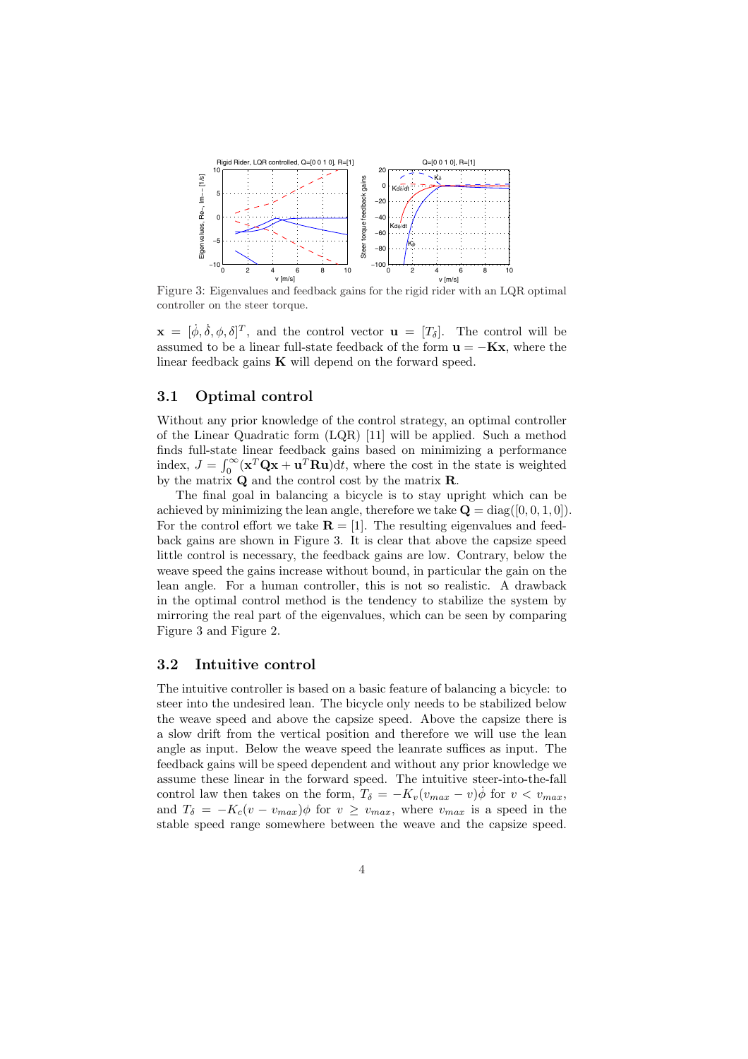Figure 3: Eigenvalues and feedback gains for the rigid rider with an LQR optimal controller on the steer torque.

$\mathbf{x} = [\dot{\phi}, \dot{\delta}, \phi, \delta]^T$, and the control vector $\mathbf{u} = [T_\delta]$. The control will be assumed to be a linear full-state feedback of the form $\mathbf{u} = -\mathbf{K}\mathbf{x}$, where the linear feedback gains $\mathbf{K}$ will depend on the forward speed.

## 3.1 Optimal control

Without any prior knowledge of the control strategy, an optimal controller of the Linear Quadratic form (LQR) [11] will be applied. Such a method finds full-state linear feedback gains based on minimizing a performance index, $J = \int_0^\infty (\mathbf{x}^T\mathbf{Q}\mathbf{x} + \mathbf{u}^T\mathbf{R}\mathbf{u})\mathrm{d}t$, where the cost in the state is weighted by the matrix $\mathbf{Q}$ and the control cost by the matrix $\mathbf{R}$.

The final goal in balancing a bicycle is to stay upright which can be achieved by minimizing the lean angle, therefore we take $\mathbf{Q} = \mathrm{diag}([0, 0, 1, 0])$. For the control effort we take $\mathbf{R} = [1]$. The resulting eigenvalues and feedback gains are shown in Figure 3. It is clear that above the capsize speed little control is necessary, the feedback gains are low. Contrary, below the weave speed the gains increase without bound, in particular the gain on the lean angle. For a human controller, this is not so realistic. A drawback in the optimal control method is the tendency to stabilize the system by mirroring the real part of the eigenvalues, which can be seen by comparing Figure 3 and Figure 2.

## 3.2 Intuitive control

The intuitive controller is based on a basic feature of balancing a bicycle: to steer into the undesired lean. The bicycle only needs to be stabilized below the weave speed and above the capsize speed. Above the capsize there is a slow drift from the vertical position and therefore we will use the lean angle as input. Below the weave speed the leanrate suffices as input. The feedback gains will be speed dependent and without any prior knowledge we assume these linear in the forward speed. The intuitive steer-into-the-fall control law then takes on the form, $T_\delta = -K_v(v_{max} - v)\dot{\phi}$ for $v < v_{max}$, and $T_\delta = -K_c(v - v_{max})\phi$ for $v \geq v_{max}$, where $v_{max}$ is a speed in the stable speed range somewhere between the weave and the capsize speed.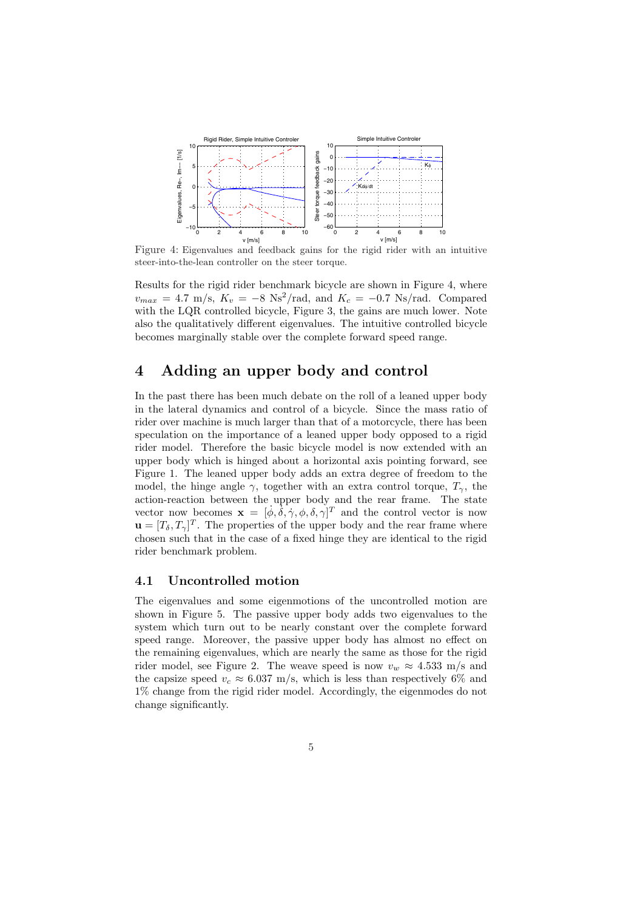Figure 4: Eigenvalues and feedback gains for the rigid rider with an intuitive steer-into-the-lean controller on the steer torque.

Results for the rigid rider benchmark bicycle are shown in Figure 4, where $v_{max} = 4.7$ m/s, $K_v = -8$ Ns$^2$/rad, and $K_c = -0.7$ Ns/rad. Compared with the LQR controlled bicycle, Figure 3, the gains are much lower. Note also the qualitatively different eigenvalues. The intuitive controlled bicycle becomes marginally stable over the complete forward speed range.

# 4 Adding an upper body and control

In the past there has been much debate on the roll of a leaned upper body in the lateral dynamics and control of a bicycle. Since the mass ratio of rider over machine is much larger than that of a motorcycle, there has been speculation on the importance of a leaned upper body opposed to a rigid rider model. Therefore the basic bicycle model is now extended with an upper body which is hinged about a horizontal axis pointing forward, see Figure 1. The leaned upper body adds an extra degree of freedom to the model, the hinge angle $\gamma$, together with an extra control torque, $T_\gamma$, the action-reaction between the upper body and the rear frame. The state vector now becomes $\mathbf{x} = [\dot{\phi}, \dot{\delta}, \dot{\gamma}, \phi, \delta, \gamma]^T$ and the control vector is now $\mathbf{u} = [T_\delta, T_\gamma]^T$. The properties of the upper body and the rear frame where chosen such that in the case of a fixed hinge they are identical to the rigid rider benchmark problem.

## 4.1 Uncontrolled motion

The eigenvalues and some eigenmotions of the uncontrolled motion are shown in Figure 5. The passive upper body adds two eigenvalues to the system which turn out to be nearly constant over the complete forward speed range. Moreover, the passive upper body has almost no effect on the remaining eigenvalues, which are nearly the same as those for the rigid rider model, see Figure 2. The weave speed is now $v_w \approx 4.533$ m/s and the capsize speed $v_c \approx 6.037$ m/s, which is less than respectively 6% and 1% change from the rigid rider model. Accordingly, the eigenmodes do not change significantly.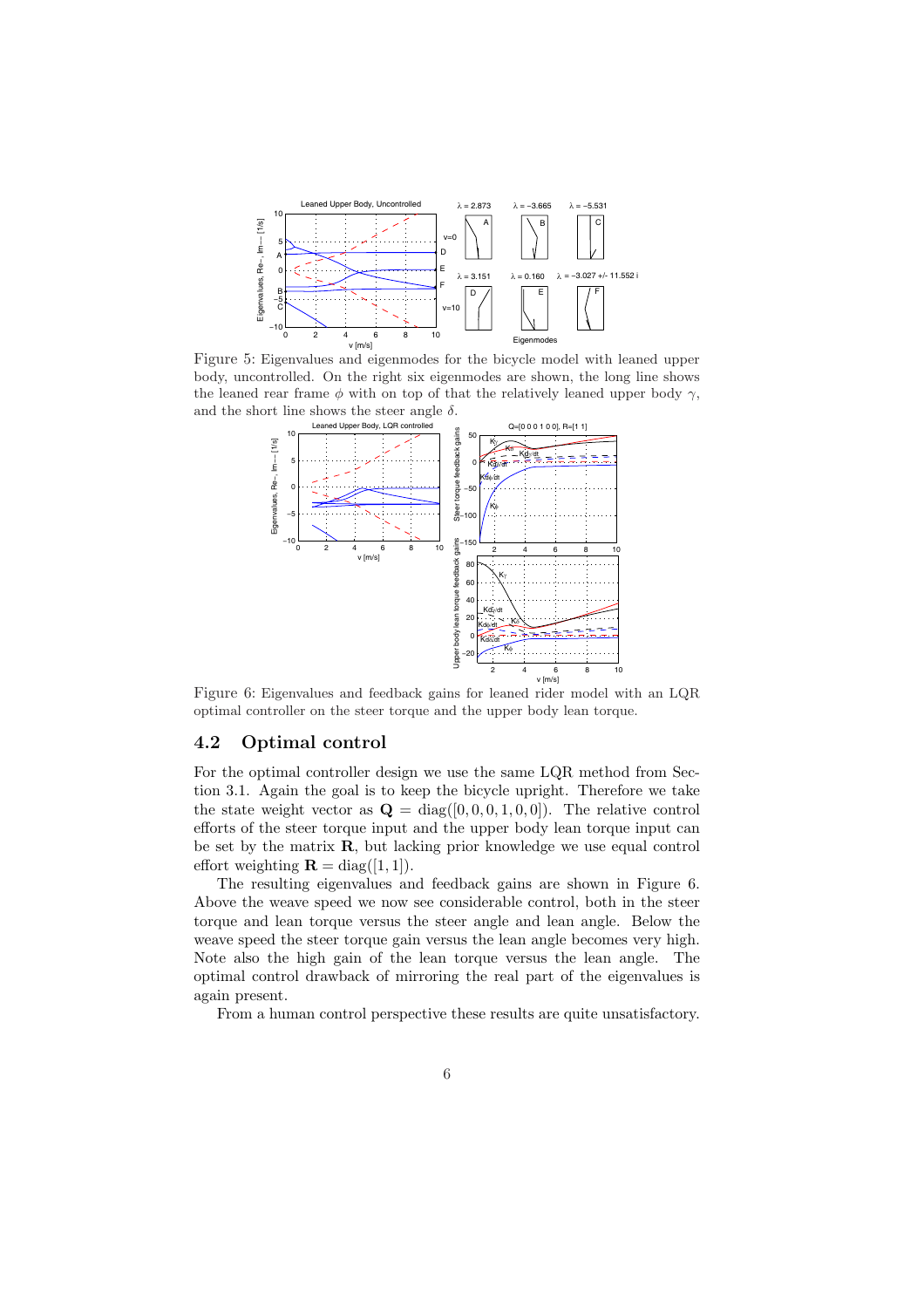Figure 5: Eigenvalues and eigenmodes for the bicycle model with leaned upper body, uncontrolled. On the right six eigenmodes are shown, the long line shows the leaned rear frame $\phi$ with on top of that the relatively leaned upper body $\gamma$, and the short line shows the steer angle $\delta$.

Figure 6: Eigenvalues and feedback gains for leaned rider model with an LQR optimal controller on the steer torque and the upper body lean torque.

## 4.2 Optimal control

For the optimal controller design we use the same LQR method from Section 3.1. Again the goal is to keep the bicycle upright. Therefore we take the state weight vector as $\mathbf{Q} = \text{diag}([0, 0, 0, 1, 0, 0])$. The relative control efforts of the steer torque input and the upper body lean torque input can be set by the matrix $\mathbf{R}$, but lacking prior knowledge we use equal control effort weighting $\mathbf{R} = \text{diag}([1, 1])$.

The resulting eigenvalues and feedback gains are shown in Figure 6. Above the weave speed we now see considerable control, both in the steer torque and lean torque versus the steer angle and lean angle. Below the weave speed the steer torque gain versus the lean angle becomes very high. Note also the high gain of the lean torque versus the lean angle. The optimal control drawback of mirroring the real part of the eigenvalues is again present.

From a human control perspective these results are quite unsatisfactory.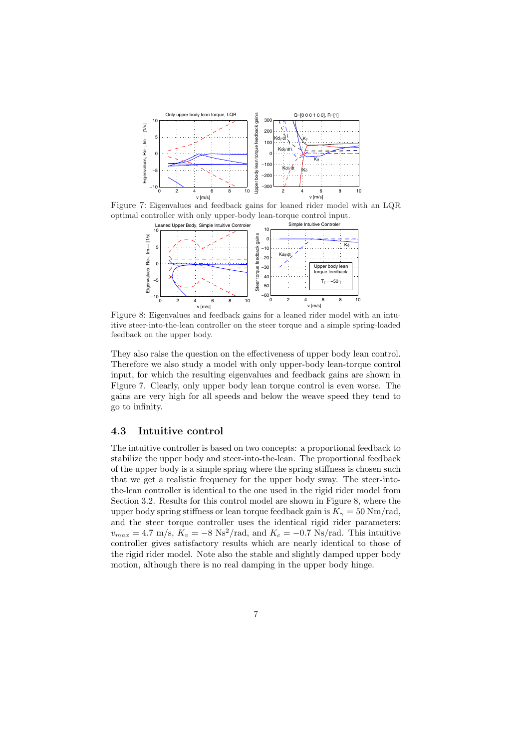Figure 7: Eigenvalues and feedback gains for leaned rider model with an LQR optimal controller with only upper-body lean-torque control input.

Figure 8: Eigenvalues and feedback gains for a leaned rider model with an intuitive steer-into-the-lean controller on the steer torque and a simple spring-loaded feedback on the upper body.

They also raise the question on the effectiveness of upper body lean control. Therefore we also study a model with only upper-body lean-torque control input, for which the resulting eigenvalues and feedback gains are shown in Figure 7. Clearly, only upper body lean torque control is even worse. The gains are very high for all speeds and below the weave speed they tend to go to infinity.

### 4.3 Intuitive control

The intuitive controller is based on two concepts: a proportional feedback to stabilize the upper body and steer-into-the-lean. The proportional feedback of the upper body is a simple spring where the spring stiffness is chosen such that we get a realistic frequency for the upper body sway. The steer-into-the-lean controller is identical to the one used in the rigid rider model from Section 3.2. Results for this control model are shown in Figure 8, where the upper body spring stiffness or lean torque feedback gain is $K_\gamma = 50$ Nm/rad, and the steer torque controller uses the identical rigid rider parameters: $v_{max} = 4.7$ m/s, $K_v = -8$ Ns$^2$/rad, and $K_c = -0.7$ Ns/rad. This intuitive controller gives satisfactory results which are nearly identical to those of the rigid rider model. Note also the stable and slightly damped upper body motion, although there is no real damping in the upper body hinge.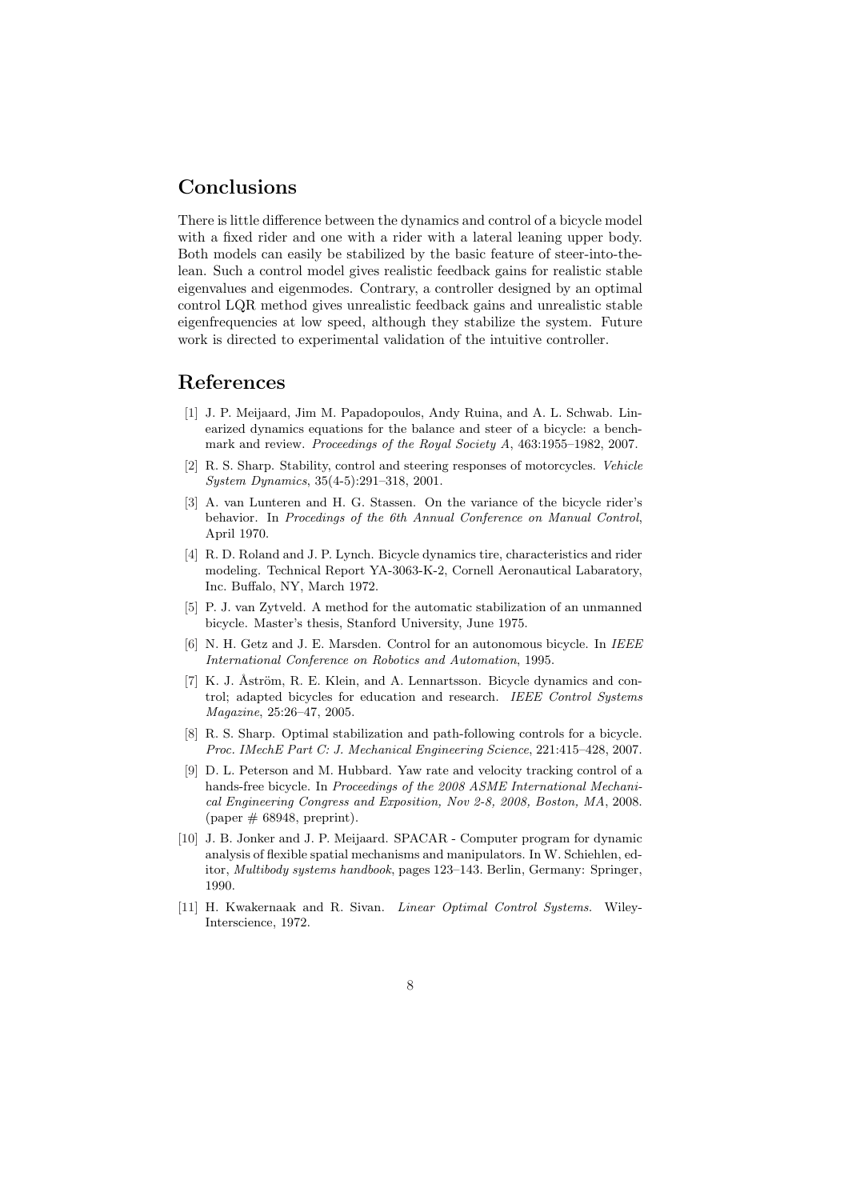## Conclusions

There is little difference between the dynamics and control of a bicycle model with a fixed rider and one with a rider with a lateral leaning upper body. Both models can easily be stabilized by the basic feature of steer-into-the-lean. Such a control model gives realistic feedback gains for realistic stable eigenvalues and eigenmodes. Contrary, a controller designed by an optimal control LQR method gives unrealistic feedback gains and unrealistic stable eigenfrequencies at low speed, although they stabilize the system. Future work is directed to experimental validation of the intuitive controller.

## References

[1] J. P. Meijaard, Jim M. Papadopoulos, Andy Ruina, and A. L. Schwab. Linearized dynamics equations for the balance and steer of a bicycle: a benchmark and review. *Proceedings of the Royal Society A*, 463:1955–1982, 2007.

[2] R. S. Sharp. Stability, control and steering responses of motorcycles. *Vehicle System Dynamics*, 35(4-5):291–318, 2001.

[3] A. van Lunteren and H. G. Stassen. On the variance of the bicycle rider's behavior. In *Procedings of the 6th Annual Conference on Manual Control*, April 1970.

[4] R. D. Roland and J. P. Lynch. Bicycle dynamics tire, characteristics and rider modeling. Technical Report YA-3063-K-2, Cornell Aeronautical Labaratory, Inc. Buffalo, NY, March 1972.

[5] P. J. van Zytveld. A method for the automatic stabilization of an unmanned bicycle. Master's thesis, Stanford University, June 1975.

[6] N. H. Getz and J. E. Marsden. Control for an autonomous bicycle. In *IEEE International Conference on Robotics and Automation*, 1995.

[7] K. J. Åström, R. E. Klein, and A. Lennartsson. Bicycle dynamics and control; adapted bicycles for education and research. *IEEE Control Systems Magazine*, 25:26–47, 2005.

[8] R. S. Sharp. Optimal stabilization and path-following controls for a bicycle. *Proc. IMechE Part C: J. Mechanical Engineering Science*, 221:415–428, 2007.

[9] D. L. Peterson and M. Hubbard. Yaw rate and velocity tracking control of a hands-free bicycle. In *Proceedings of the 2008 ASME International Mechanical Engineering Congress and Exposition, Nov 2-8, 2008, Boston, MA*, 2008. (paper # 68948, preprint).

[10] J. B. Jonker and J. P. Meijaard. SPACAR - Computer program for dynamic analysis of flexible spatial mechanisms and manipulators. In W. Schiehlen, editor, *Multibody systems handbook*, pages 123–143. Berlin, Germany: Springer, 1990.

[11] H. Kwakernaak and R. Sivan. *Linear Optimal Control Systems*. Wiley-Interscience, 1972.